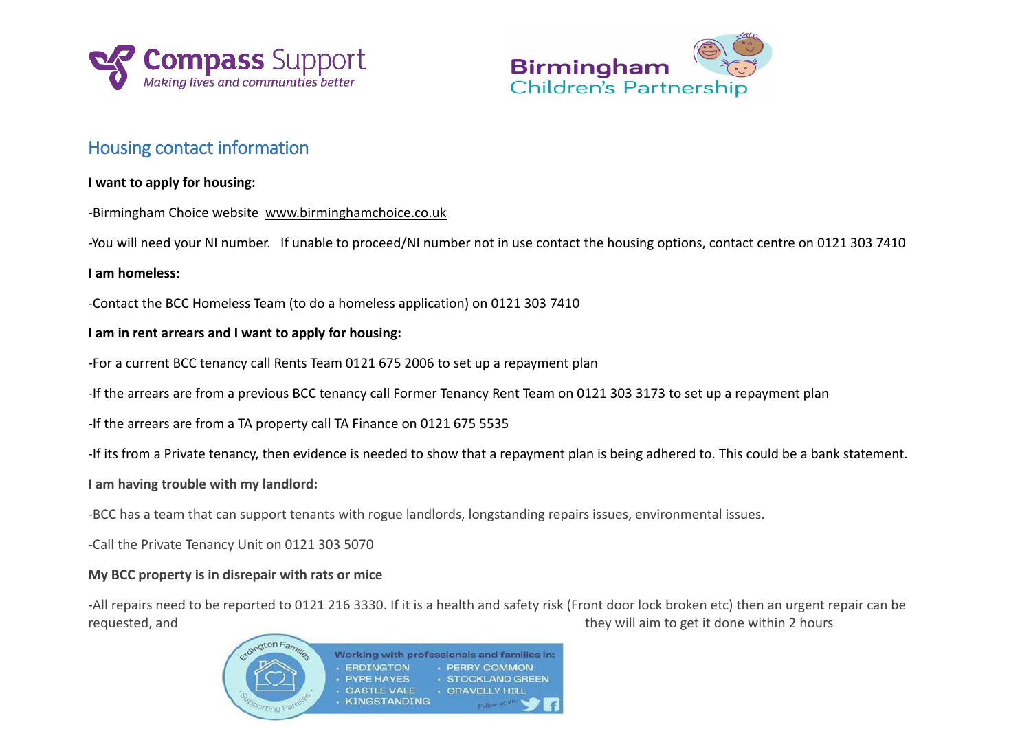Compass Support
*Making lives and communities better*

Birmingham Children's Partnership

## Housing contact information

**I want to apply for housing:**

-Birmingham Choice website www.birminghamchoice.co.uk

-You will need your NI number. If unable to proceed/NI number not in use contact the housing options, contact centre on 0121 303 7410

**I am homeless:**

-Contact the BCC Homeless Team (to do a homeless application) on 0121 303 7410

**I am in rent arrears and I want to apply for housing:**

-For a current BCC tenancy call Rents Team 0121 675 2006 to set up a repayment plan

-If the arrears are from a previous BCC tenancy call Former Tenancy Rent Team on 0121 303 3173 to set up a repayment plan

-If the arrears are from a TA property call TA Finance on 0121 675 5535

-If its from a Private tenancy, then evidence is needed to show that a repayment plan is being adhered to. This could be a bank statement.

**I am having trouble with my landlord:**

-BCC has a team that can support tenants with rogue landlords, longstanding repairs issues, environmental issues.

-Call the Private Tenancy Unit on 0121 303 5070

**My BCC property is in disrepair with rats or mice**

-All repairs need to be reported to 0121 216 3330. If it is a health and safety risk (Front door lock broken etc) then an urgent repair can be requested, and they will aim to get it done within 2 hours

Erdington Families – Supporting Families

Working with professionals and families in:

- ERDINGTON
- PYPE HAYES
- CASTLE VALE
- KINGSTANDING
- PERRY COMMON
- STOCKLAND GREEN
- GRAVELLY HILL

Follow us on: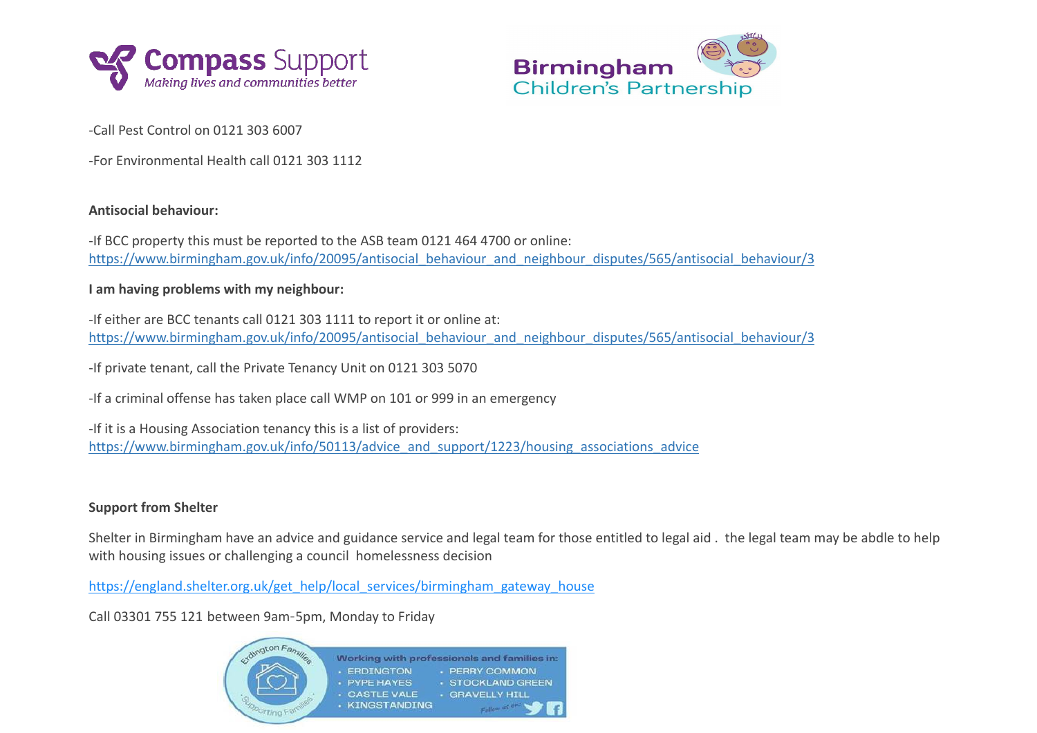-Call Pest Control on 0121 303 6007

-For Environmental Health call 0121 303 1112

**Antisocial behaviour:**

-If BCC property this must be reported to the ASB team 0121 464 4700 or online: https://www.birmingham.gov.uk/info/20095/antisocial_behaviour_and_neighbour_disputes/565/antisocial_behaviour/3

**I am having problems with my neighbour:**

-If either are BCC tenants call 0121 303 1111 to report it or online at: https://www.birmingham.gov.uk/info/20095/antisocial_behaviour_and_neighbour_disputes/565/antisocial_behaviour/3

-If private tenant, call the Private Tenancy Unit on 0121 303 5070

-If a criminal offense has taken place call WMP on 101 or 999 in an emergency

-If it is a Housing Association tenancy this is a list of providers: https://www.birmingham.gov.uk/info/50113/advice_and_support/1223/housing_associations_advice

**Support from Shelter**

Shelter in Birmingham have an advice and guidance service and legal team for those entitled to legal aid . the legal team may be abdle to help with housing issues or challenging a council homelessness decision

https://england.shelter.org.uk/get_help/local_services/birmingham_gateway_house

Call 03301 755 121 between 9am-5pm, Monday to Friday